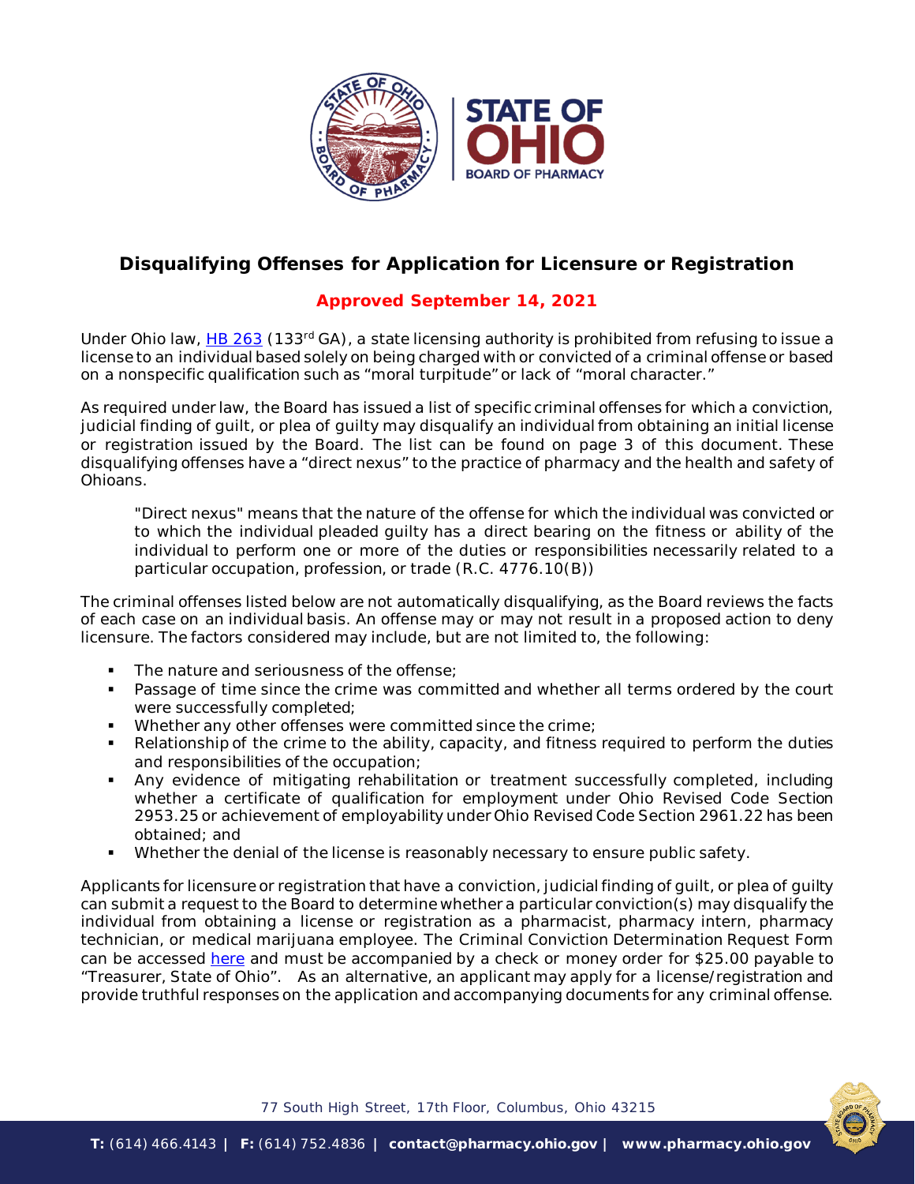# Disqualifying Offenses for Application for Licensure or Registration

**Approved September 14, 2021**

Under Ohio law, HB 263 (133rd GA), a state licensing authority is prohibited from refusing to issue a license to an individual based solely on being charged with or convicted of a criminal offense or based on a nonspecific qualification such as "moral turpitude" or lack of "moral character."

As required under law, the Board has issued a list of specific criminal offenses for which a conviction, judicial finding of guilt, or plea of guilty may disqualify an individual from obtaining an initial license or registration issued by the Board. The list can be found on page 3 of this document. These disqualifying offenses have a "direct nexus" to the practice of pharmacy and the health and safety of Ohioans.

> "Direct nexus" means that the nature of the offense for which the individual was convicted or to which the individual pleaded guilty has a direct bearing on the fitness or ability of the individual to perform one or more of the duties or responsibilities necessarily related to a particular occupation, profession, or trade (R.C. 4776.10(B))

The criminal offenses listed below are not automatically disqualifying, as the Board reviews the facts of each case on an individual basis. An offense may or may not result in a proposed action to deny licensure. The factors considered may include, but are not limited to, the following:

- The nature and seriousness of the offense;
- Passage of time since the crime was committed and whether all terms ordered by the court were successfully completed;
- Whether any other offenses were committed since the crime;
- Relationship of the crime to the ability, capacity, and fitness required to perform the duties and responsibilities of the occupation;
- Any evidence of mitigating rehabilitation or treatment successfully completed, including whether a certificate of qualification for employment under Ohio Revised Code Section 2953.25 or achievement of employability under Ohio Revised Code Section 2961.22 has been obtained; and
- Whether the denial of the license is reasonably necessary to ensure public safety.

Applicants for licensure or registration that have a conviction, judicial finding of guilt, or plea of guilty can submit a request to the Board to determine whether a particular conviction(s) may disqualify the individual from obtaining a license or registration as a pharmacist, pharmacy intern, pharmacy technician, or medical marijuana employee. The Criminal Conviction Determination Request Form can be accessed here and must be accompanied by a check or money order for $25.00 payable to "Treasurer, State of Ohio". As an alternative, an applicant may apply for a license/registration and provide truthful responses on the application and accompanying documents for any criminal offense.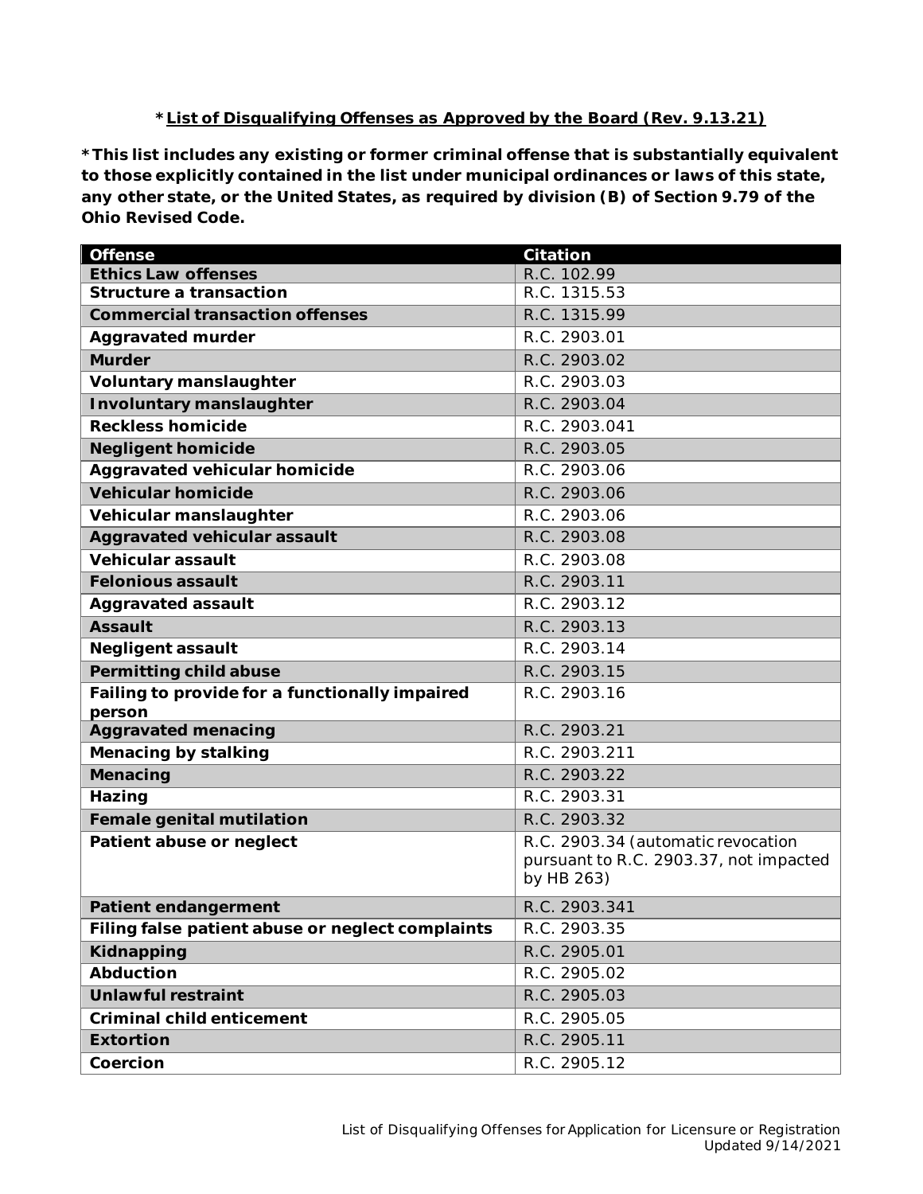**\*<u>List of Disqualifying Offenses as Approved by the Board (Rev. 9.13.21)</u>**

**\*This list includes any existing or former criminal offense that is substantially equivalent to those explicitly contained in the list under municipal ordinances or laws of this state, any other state, or the United States, as required by division (B) of Section 9.79 of the Ohio Revised Code.**

| Offense | Citation |
|---|---|
| **Ethics Law offenses** | R.C. 102.99 |
| **Structure a transaction** | R.C. 1315.53 |
| **Commercial transaction offenses** | R.C. 1315.99 |
| **Aggravated murder** | R.C. 2903.01 |
| **Murder** | R.C. 2903.02 |
| **Voluntary manslaughter** | R.C. 2903.03 |
| **Involuntary manslaughter** | R.C. 2903.04 |
| **Reckless homicide** | R.C. 2903.041 |
| **Negligent homicide** | R.C. 2903.05 |
| **Aggravated vehicular homicide** | R.C. 2903.06 |
| **Vehicular homicide** | R.C. 2903.06 |
| **Vehicular manslaughter** | R.C. 2903.06 |
| **Aggravated vehicular assault** | R.C. 2903.08 |
| **Vehicular assault** | R.C. 2903.08 |
| **Felonious assault** | R.C. 2903.11 |
| **Aggravated assault** | R.C. 2903.12 |
| **Assault** | R.C. 2903.13 |
| **Negligent assault** | R.C. 2903.14 |
| **Permitting child abuse** | R.C. 2903.15 |
| **Failing to provide for a functionally impaired person** | R.C. 2903.16 |
| **Aggravated menacing** | R.C. 2903.21 |
| **Menacing by stalking** | R.C. 2903.211 |
| **Menacing** | R.C. 2903.22 |
| **Hazing** | R.C. 2903.31 |
| **Female genital mutilation** | R.C. 2903.32 |
| **Patient abuse or neglect** | R.C. 2903.34 (automatic revocation pursuant to R.C. 2903.37, not impacted by HB 263) |
| **Patient endangerment** | R.C. 2903.341 |
| **Filing false patient abuse or neglect complaints** | R.C. 2903.35 |
| **Kidnapping** | R.C. 2905.01 |
| **Abduction** | R.C. 2905.02 |
| **Unlawful restraint** | R.C. 2905.03 |
| **Criminal child enticement** | R.C. 2905.05 |
| **Extortion** | R.C. 2905.11 |
| **Coercion** | R.C. 2905.12 |

List of Disqualifying Offenses for Application for Licensure or Registration
Updated 9/14/2021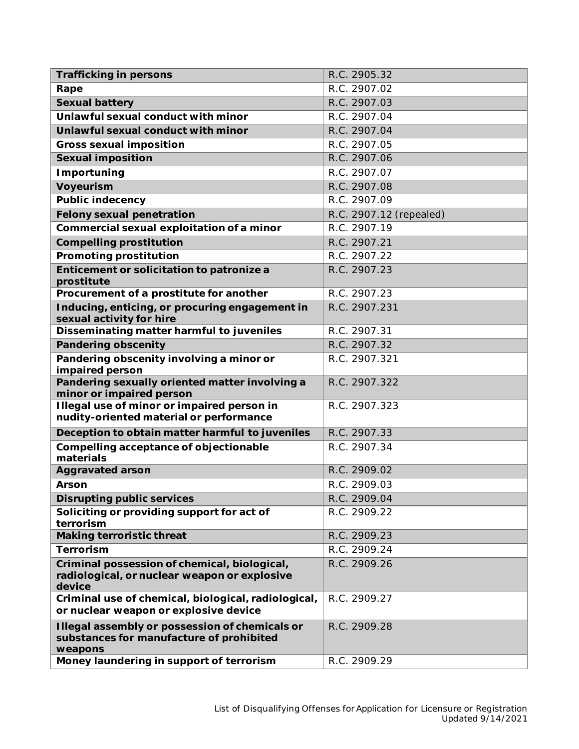| | |
|---|---|
| **Trafficking in persons** | R.C. 2905.32 |
| **Rape** | R.C. 2907.02 |
| **Sexual battery** | R.C. 2907.03 |
| **Unlawful sexual conduct with minor** | R.C. 2907.04 |
| **Unlawful sexual conduct with minor** | R.C. 2907.04 |
| **Gross sexual imposition** | R.C. 2907.05 |
| **Sexual imposition** | R.C. 2907.06 |
| **Importuning** | R.C. 2907.07 |
| **Voyeurism** | R.C. 2907.08 |
| **Public indecency** | R.C. 2907.09 |
| **Felony sexual penetration** | R.C. 2907.12 (repealed) |
| **Commercial sexual exploitation of a minor** | R.C. 2907.19 |
| **Compelling prostitution** | R.C. 2907.21 |
| **Promoting prostitution** | R.C. 2907.22 |
| **Enticement or solicitation to patronize a prostitute** | R.C. 2907.23 |
| **Procurement of a prostitute for another** | R.C. 2907.23 |
| **Inducing, enticing, or procuring engagement in sexual activity for hire** | R.C. 2907.231 |
| **Disseminating matter harmful to juveniles** | R.C. 2907.31 |
| **Pandering obscenity** | R.C. 2907.32 |
| **Pandering obscenity involving a minor or impaired person** | R.C. 2907.321 |
| **Pandering sexually oriented matter involving a minor or impaired person** | R.C. 2907.322 |
| **Illegal use of minor or impaired person in nudity-oriented material or performance** | R.C. 2907.323 |
| **Deception to obtain matter harmful to juveniles** | R.C. 2907.33 |
| **Compelling acceptance of objectionable materials** | R.C. 2907.34 |
| **Aggravated arson** | R.C. 2909.02 |
| **Arson** | R.C. 2909.03 |
| **Disrupting public services** | R.C. 2909.04 |
| **Soliciting or providing support for act of terrorism** | R.C. 2909.22 |
| **Making terroristic threat** | R.C. 2909.23 |
| **Terrorism** | R.C. 2909.24 |
| **Criminal possession of chemical, biological, radiological, or nuclear weapon or explosive device** | R.C. 2909.26 |
| **Criminal use of chemical, biological, radiological, or nuclear weapon or explosive device** | R.C. 2909.27 |
| **Illegal assembly or possession of chemicals or substances for manufacture of prohibited weapons** | R.C. 2909.28 |
| **Money laundering in support of terrorism** | R.C. 2909.29 |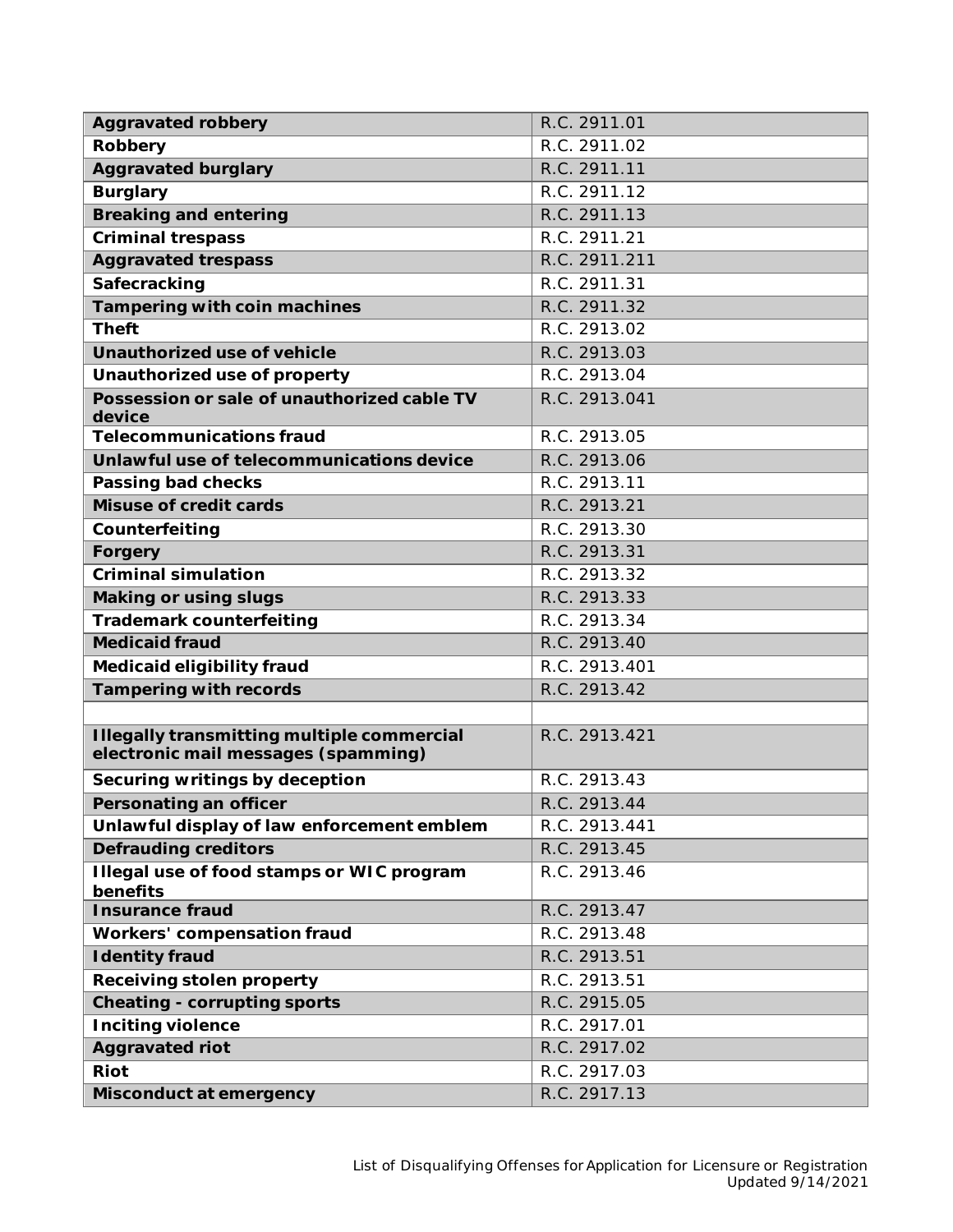| | |
|---|---|
| **Aggravated robbery** | R.C. 2911.01 |
| **Robbery** | R.C. 2911.02 |
| **Aggravated burglary** | R.C. 2911.11 |
| **Burglary** | R.C. 2911.12 |
| **Breaking and entering** | R.C. 2911.13 |
| **Criminal trespass** | R.C. 2911.21 |
| **Aggravated trespass** | R.C. 2911.211 |
| **Safecracking** | R.C. 2911.31 |
| **Tampering with coin machines** | R.C. 2911.32 |
| **Theft** | R.C. 2913.02 |
| **Unauthorized use of vehicle** | R.C. 2913.03 |
| **Unauthorized use of property** | R.C. 2913.04 |
| **Possession or sale of unauthorized cable TV device** | R.C. 2913.041 |
| **Telecommunications fraud** | R.C. 2913.05 |
| **Unlawful use of telecommunications device** | R.C. 2913.06 |
| **Passing bad checks** | R.C. 2913.11 |
| **Misuse of credit cards** | R.C. 2913.21 |
| **Counterfeiting** | R.C. 2913.30 |
| **Forgery** | R.C. 2913.31 |
| **Criminal simulation** | R.C. 2913.32 |
| **Making or using slugs** | R.C. 2913.33 |
| **Trademark counterfeiting** | R.C. 2913.34 |
| **Medicaid fraud** | R.C. 2913.40 |
| **Medicaid eligibility fraud** | R.C. 2913.401 |
| **Tampering with records** | R.C. 2913.42 |
| | |
| **Illegally transmitting multiple commercial electronic mail messages (spamming)** | R.C. 2913.421 |
| **Securing writings by deception** | R.C. 2913.43 |
| **Personating an officer** | R.C. 2913.44 |
| **Unlawful display of law enforcement emblem** | R.C. 2913.441 |
| **Defrauding creditors** | R.C. 2913.45 |
| **Illegal use of food stamps or WIC program benefits** | R.C. 2913.46 |
| **Insurance fraud** | R.C. 2913.47 |
| **Workers' compensation fraud** | R.C. 2913.48 |
| **Identity fraud** | R.C. 2913.51 |
| **Receiving stolen property** | R.C. 2913.51 |
| **Cheating - corrupting sports** | R.C. 2915.05 |
| **Inciting violence** | R.C. 2917.01 |
| **Aggravated riot** | R.C. 2917.02 |
| **Riot** | R.C. 2917.03 |
| **Misconduct at emergency** | R.C. 2917.13 |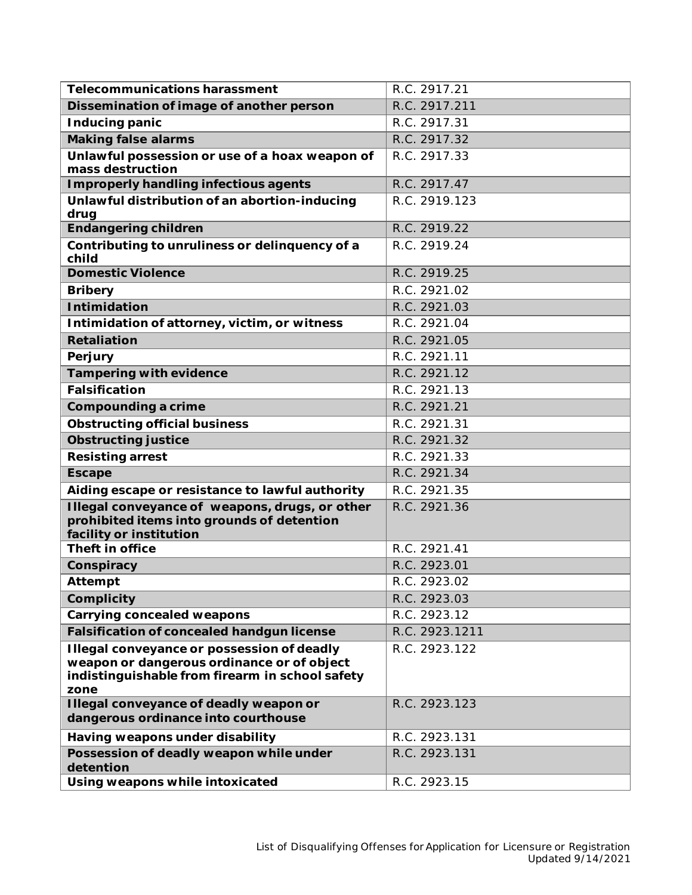| Offense | Statute |
|---|---|
| **Telecommunications harassment** | R.C. 2917.21 |
| **Dissemination of image of another person** | R.C. 2917.211 |
| **Inducing panic** | R.C. 2917.31 |
| **Making false alarms** | R.C. 2917.32 |
| **Unlawful possession or use of a hoax weapon of mass destruction** | R.C. 2917.33 |
| **Improperly handling infectious agents** | R.C. 2917.47 |
| **Unlawful distribution of an abortion-inducing drug** | R.C. 2919.123 |
| **Endangering children** | R.C. 2919.22 |
| **Contributing to unruliness or delinquency of a child** | R.C. 2919.24 |
| **Domestic Violence** | R.C. 2919.25 |
| **Bribery** | R.C. 2921.02 |
| **Intimidation** | R.C. 2921.03 |
| **Intimidation of attorney, victim, or witness** | R.C. 2921.04 |
| **Retaliation** | R.C. 2921.05 |
| **Perjury** | R.C. 2921.11 |
| **Tampering with evidence** | R.C. 2921.12 |
| **Falsification** | R.C. 2921.13 |
| **Compounding a crime** | R.C. 2921.21 |
| **Obstructing official business** | R.C. 2921.31 |
| **Obstructing justice** | R.C. 2921.32 |
| **Resisting arrest** | R.C. 2921.33 |
| **Escape** | R.C. 2921.34 |
| **Aiding escape or resistance to lawful authority** | R.C. 2921.35 |
| **Illegal conveyance of weapons, drugs, or other prohibited items into grounds of detention facility or institution** | R.C. 2921.36 |
| **Theft in office** | R.C. 2921.41 |
| **Conspiracy** | R.C. 2923.01 |
| **Attempt** | R.C. 2923.02 |
| **Complicity** | R.C. 2923.03 |
| **Carrying concealed weapons** | R.C. 2923.12 |
| **Falsification of concealed handgun license** | R.C. 2923.1211 |
| **Illegal conveyance or possession of deadly weapon or dangerous ordinance or of object indistinguishable from firearm in school safety zone** | R.C. 2923.122 |
| **Illegal conveyance of deadly weapon or dangerous ordinance into courthouse** | R.C. 2923.123 |
| **Having weapons under disability** | R.C. 2923.131 |
| **Possession of deadly weapon while under detention** | R.C. 2923.131 |
| **Using weapons while intoxicated** | R.C. 2923.15 |

List of Disqualifying Offenses for Application for Licensure or Registration
Updated 9/14/2021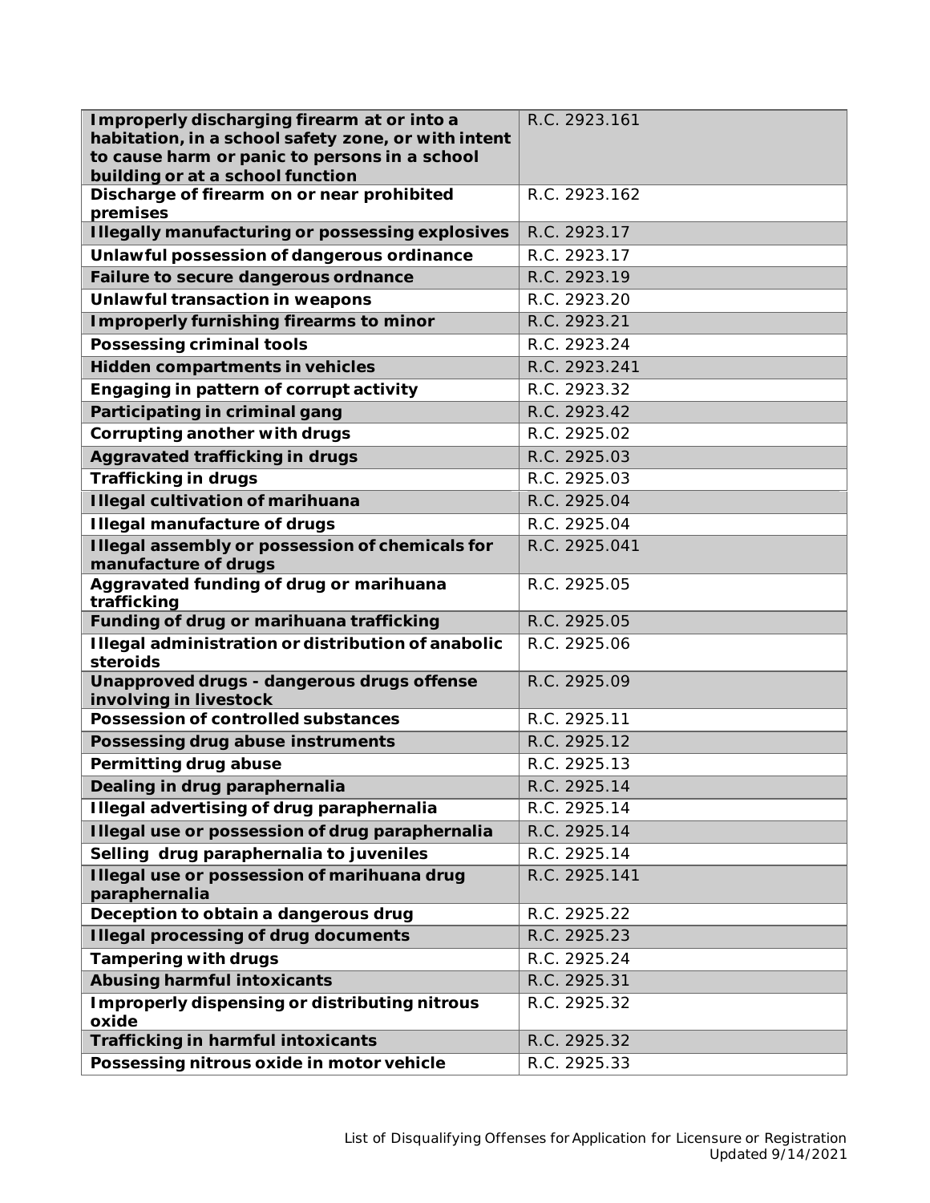| **Improperly discharging firearm at or into a habitation, in a school safety zone, or with intent to cause harm or panic to persons in a school building or at a school function** | R.C. 2923.161 |
|---|---|
| **Discharge of firearm on or near prohibited premises** | R.C. 2923.162 |
| **Illegally manufacturing or possessing explosives** | R.C. 2923.17 |
| **Unlawful possession of dangerous ordinance** | R.C. 2923.17 |
| **Failure to secure dangerous ordnance** | R.C. 2923.19 |
| **Unlawful transaction in weapons** | R.C. 2923.20 |
| **Improperly furnishing firearms to minor** | R.C. 2923.21 |
| **Possessing criminal tools** | R.C. 2923.24 |
| **Hidden compartments in vehicles** | R.C. 2923.241 |
| **Engaging in pattern of corrupt activity** | R.C. 2923.32 |
| **Participating in criminal gang** | R.C. 2923.42 |
| **Corrupting another with drugs** | R.C. 2925.02 |
| **Aggravated trafficking in drugs** | R.C. 2925.03 |
| **Trafficking in drugs** | R.C. 2925.03 |
| **Illegal cultivation of marihuana** | R.C. 2925.04 |
| **Illegal manufacture of drugs** | R.C. 2925.04 |
| **Illegal assembly or possession of chemicals for manufacture of drugs** | R.C. 2925.041 |
| **Aggravated funding of drug or marihuana trafficking** | R.C. 2925.05 |
| **Funding of drug or marihuana trafficking** | R.C. 2925.05 |
| **Illegal administration or distribution of anabolic steroids** | R.C. 2925.06 |
| **Unapproved drugs - dangerous drugs offense involving in livestock** | R.C. 2925.09 |
| **Possession of controlled substances** | R.C. 2925.11 |
| **Possessing drug abuse instruments** | R.C. 2925.12 |
| **Permitting drug abuse** | R.C. 2925.13 |
| **Dealing in drug paraphernalia** | R.C. 2925.14 |
| **Illegal advertising of drug paraphernalia** | R.C. 2925.14 |
| **Illegal use or possession of drug paraphernalia** | R.C. 2925.14 |
| **Selling drug paraphernalia to juveniles** | R.C. 2925.14 |
| **Illegal use or possession of marihuana drug paraphernalia** | R.C. 2925.141 |
| **Deception to obtain a dangerous drug** | R.C. 2925.22 |
| **Illegal processing of drug documents** | R.C. 2925.23 |
| **Tampering with drugs** | R.C. 2925.24 |
| **Abusing harmful intoxicants** | R.C. 2925.31 |
| **Improperly dispensing or distributing nitrous oxide** | R.C. 2925.32 |
| **Trafficking in harmful intoxicants** | R.C. 2925.32 |
| **Possessing nitrous oxide in motor vehicle** | R.C. 2925.33 |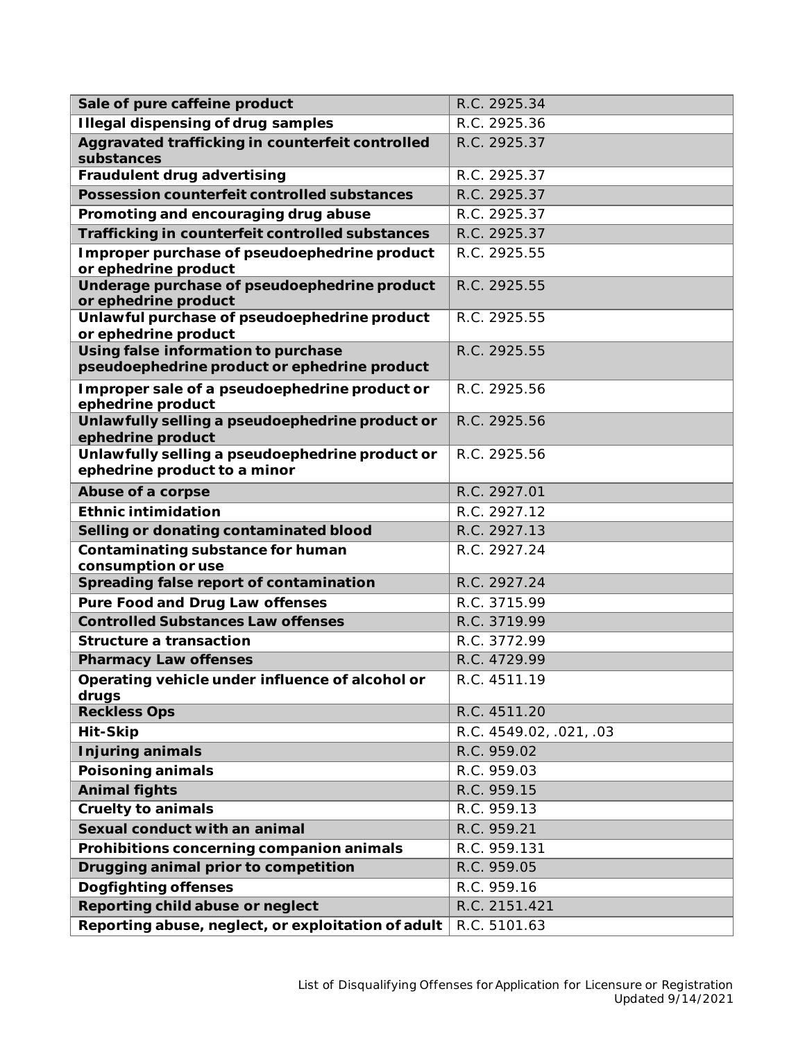| | |
|---|---|
| **Sale of pure caffeine product** | R.C. 2925.34 |
| **Illegal dispensing of drug samples** | R.C. 2925.36 |
| **Aggravated trafficking in counterfeit controlled substances** | R.C. 2925.37 |
| **Fraudulent drug advertising** | R.C. 2925.37 |
| **Possession counterfeit controlled substances** | R.C. 2925.37 |
| **Promoting and encouraging drug abuse** | R.C. 2925.37 |
| **Trafficking in counterfeit controlled substances** | R.C. 2925.37 |
| **Improper purchase of pseudoephedrine product or ephedrine product** | R.C. 2925.55 |
| **Underage purchase of pseudoephedrine product or ephedrine product** | R.C. 2925.55 |
| **Unlawful purchase of pseudoephedrine product or ephedrine product** | R.C. 2925.55 |
| **Using false information to purchase pseudoephedrine product or ephedrine product** | R.C. 2925.55 |
| **Improper sale of a pseudoephedrine product or ephedrine product** | R.C. 2925.56 |
| **Unlawfully selling a pseudoephedrine product or ephedrine product** | R.C. 2925.56 |
| **Unlawfully selling a pseudoephedrine product or ephedrine product to a minor** | R.C. 2925.56 |
| **Abuse of a corpse** | R.C. 2927.01 |
| **Ethnic intimidation** | R.C. 2927.12 |
| **Selling or donating contaminated blood** | R.C. 2927.13 |
| **Contaminating substance for human consumption or use** | R.C. 2927.24 |
| **Spreading false report of contamination** | R.C. 2927.24 |
| **Pure Food and Drug Law offenses** | R.C. 3715.99 |
| **Controlled Substances Law offenses** | R.C. 3719.99 |
| **Structure a transaction** | R.C. 3772.99 |
| **Pharmacy Law offenses** | R.C. 4729.99 |
| **Operating vehicle under influence of alcohol or drugs** | R.C. 4511.19 |
| **Reckless Ops** | R.C. 4511.20 |
| **Hit-Skip** | R.C. 4549.02, .021, .03 |
| **Injuring animals** | R.C. 959.02 |
| **Poisoning animals** | R.C. 959.03 |
| **Animal fights** | R.C. 959.15 |
| **Cruelty to animals** | R.C. 959.13 |
| **Sexual conduct with an animal** | R.C. 959.21 |
| **Prohibitions concerning companion animals** | R.C. 959.131 |
| **Drugging animal prior to competition** | R.C. 959.05 |
| **Dogfighting offenses** | R.C. 959.16 |
| **Reporting child abuse or neglect** | R.C. 2151.421 |
| **Reporting abuse, neglect, or exploitation of adult** | R.C. 5101.63 |